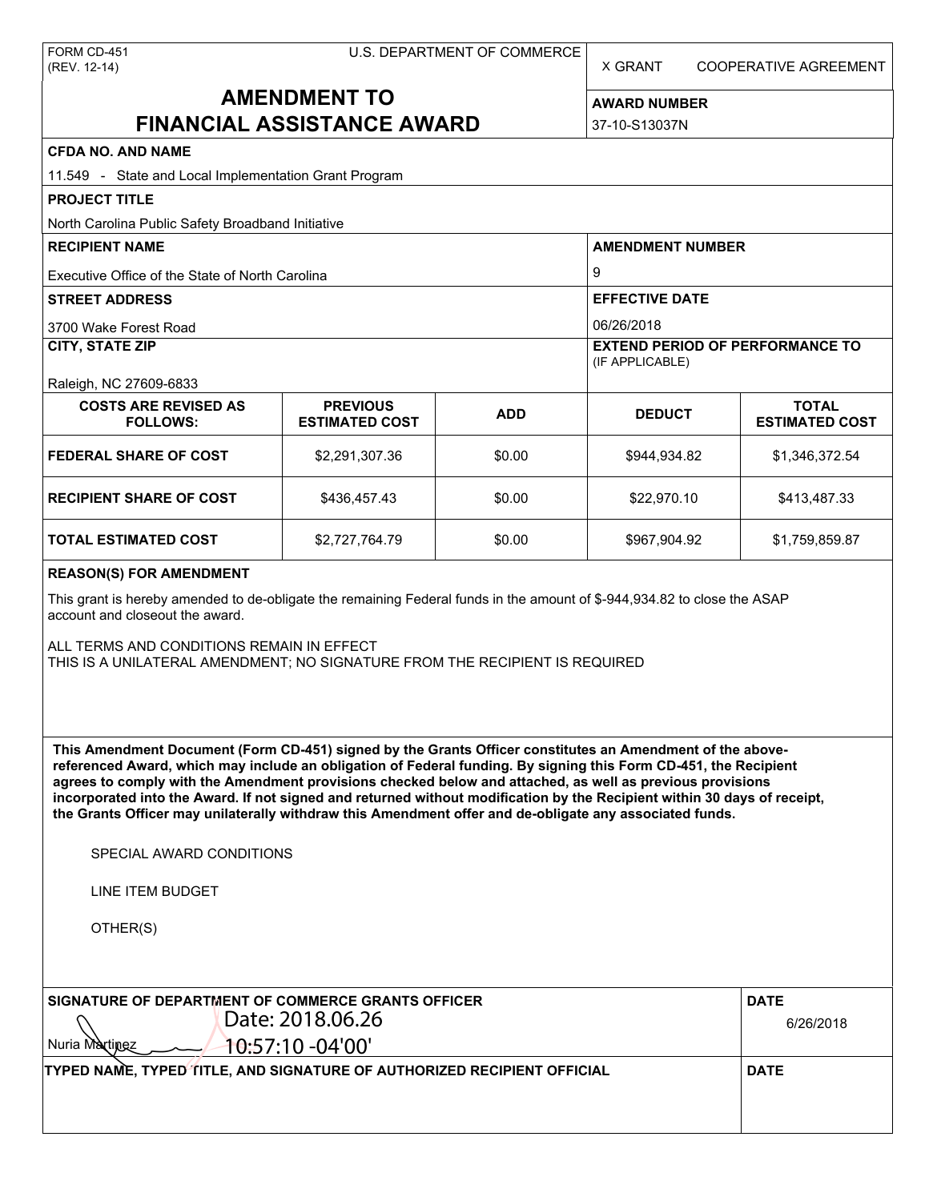FORM CD-451
(REV. 12-14)

U.S. DEPARTMENT OF COMMERCE

X GRANT    COOPERATIVE AGREEMENT

# AMENDMENT TO FINANCIAL ASSISTANCE AWARD

**AWARD NUMBER**
37-10-S13037N

**CFDA NO. AND NAME**
11.549 - State and Local Implementation Grant Program

**PROJECT TITLE**
North Carolina Public Safety Broadband Initiative

**RECIPIENT NAME**
Executive Office of the State of North Carolina

**AMENDMENT NUMBER**
9

**STREET ADDRESS**
3700 Wake Forest Road

**EFFECTIVE DATE**
06/26/2018

**CITY, STATE ZIP**
Raleigh, NC 27609-6833

**EXTEND PERIOD OF PERFORMANCE TO** (IF APPLICABLE)

| COSTS ARE REVISED AS FOLLOWS: | PREVIOUS ESTIMATED COST | ADD | DEDUCT | TOTAL ESTIMATED COST |
| --- | --- | --- | --- | --- |
| FEDERAL SHARE OF COST | $2,291,307.36 | $0.00 | $944,934.82 | $1,346,372.54 |
| RECIPIENT SHARE OF COST | $436,457.43 | $0.00 | $22,970.10 | $413,487.33 |
| TOTAL ESTIMATED COST | $2,727,764.79 | $0.00 | $967,904.92 | $1,759,859.87 |

**REASON(S) FOR AMENDMENT**

This grant is hereby amended to de-obligate the remaining Federal funds in the amount of $-944,934.82 to close the ASAP account and closeout the award.

ALL TERMS AND CONDITIONS REMAIN IN EFFECT
THIS IS A UNILATERAL AMENDMENT; NO SIGNATURE FROM THE RECIPIENT IS REQUIRED

**This Amendment Document (Form CD-451) signed by the Grants Officer constitutes an Amendment of the above-referenced Award, which may include an obligation of Federal funding. By signing this Form CD-451, the Recipient agrees to comply with the Amendment provisions checked below and attached, as well as previous provisions incorporated into the Award. If not signed and returned without modification by the Recipient within 30 days of receipt, the Grants Officer may unilaterally withdraw this Amendment offer and de-obligate any associated funds.**

SPECIAL AWARD CONDITIONS

LINE ITEM BUDGET

OTHER(S)

**SIGNATURE OF DEPARTMENT OF COMMERCE GRANTS OFFICER**
Nuria Martinez
Date: 2018.06.26 10:57:10 -04'00'

**DATE**
6/26/2018

**TYPED NAME, TYPED TITLE, AND SIGNATURE OF AUTHORIZED RECIPIENT OFFICIAL**

**DATE**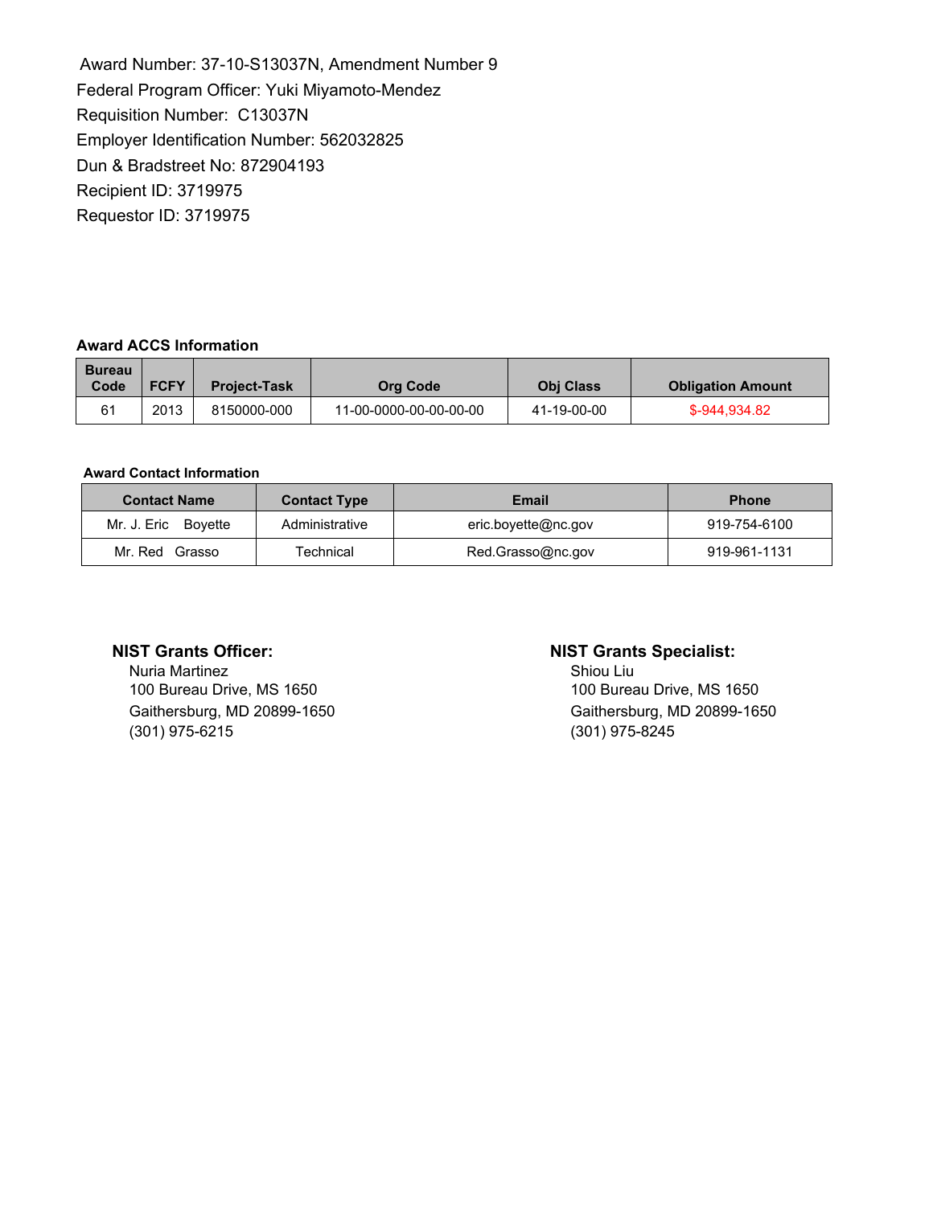Award Number: 37-10-S13037N, Amendment Number 9
Federal Program Officer: Yuki Miyamoto-Mendez
Requisition Number: C13037N
Employer Identification Number: 562032825
Dun & Bradstreet No: 872904193
Recipient ID: 3719975
Requestor ID: 3719975

**Award ACCS Information**

| Bureau Code | FCFY | Project-Task | Org Code | Obj Class | Obligation Amount |
|---|---|---|---|---|---|
| 61 | 2013 | 8150000-000 | 11-00-0000-00-00-00-00 | 41-19-00-00 | $-944,934.82 |

**Award Contact Information**

| Contact Name | Contact Type | Email | Phone |
|---|---|---|---|
| Mr. J. Eric Boyette | Administrative | eric.boyette@nc.gov | 919-754-6100 |
| Mr. Red Grasso | Technical | Red.Grasso@nc.gov | 919-961-1131 |

**NIST Grants Officer:**
Nuria Martinez
100 Bureau Drive, MS 1650
Gaithersburg, MD 20899-1650
(301) 975-6215

**NIST Grants Specialist:**
Shiou Liu
100 Bureau Drive, MS 1650
Gaithersburg, MD 20899-1650
(301) 975-8245